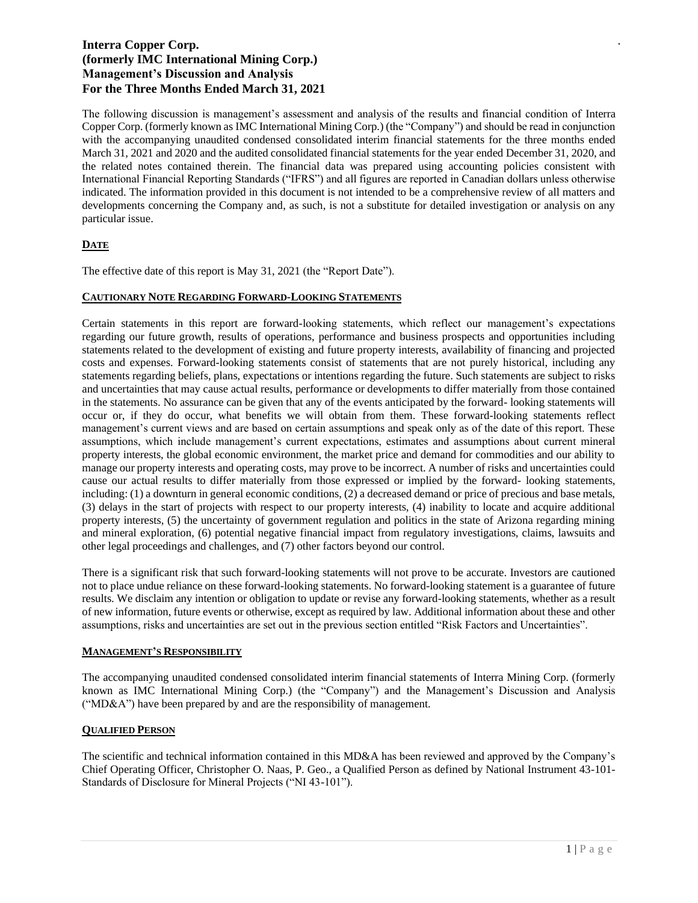# Interra Copper Corp.
# (formerly IMC International Mining Corp.)
# Management's Discussion and Analysis
# For the Three Months Ended March 31, 2021

The following discussion is management's assessment and analysis of the results and financial condition of Interra Copper Corp. (formerly known as IMC International Mining Corp.) (the "Company") and should be read in conjunction with the accompanying unaudited condensed consolidated interim financial statements for the three months ended March 31, 2021 and 2020 and the audited consolidated financial statements for the year ended December 31, 2020, and the related notes contained therein. The financial data was prepared using accounting policies consistent with International Financial Reporting Standards ("IFRS") and all figures are reported in Canadian dollars unless otherwise indicated. The information provided in this document is not intended to be a comprehensive review of all matters and developments concerning the Company and, as such, is not a substitute for detailed investigation or analysis on any particular issue.

## DATE

The effective date of this report is May 31, 2021 (the "Report Date").

## CAUTIONARY NOTE REGARDING FORWARD-LOOKING STATEMENTS

Certain statements in this report are forward-looking statements, which reflect our management's expectations regarding our future growth, results of operations, performance and business prospects and opportunities including statements related to the development of existing and future property interests, availability of financing and projected costs and expenses. Forward-looking statements consist of statements that are not purely historical, including any statements regarding beliefs, plans, expectations or intentions regarding the future. Such statements are subject to risks and uncertainties that may cause actual results, performance or developments to differ materially from those contained in the statements. No assurance can be given that any of the events anticipated by the forward- looking statements will occur or, if they do occur, what benefits we will obtain from them. These forward-looking statements reflect management's current views and are based on certain assumptions and speak only as of the date of this report. These assumptions, which include management's current expectations, estimates and assumptions about current mineral property interests, the global economic environment, the market price and demand for commodities and our ability to manage our property interests and operating costs, may prove to be incorrect. A number of risks and uncertainties could cause our actual results to differ materially from those expressed or implied by the forward- looking statements, including: (1) a downturn in general economic conditions, (2) a decreased demand or price of precious and base metals, (3) delays in the start of projects with respect to our property interests, (4) inability to locate and acquire additional property interests, (5) the uncertainty of government regulation and politics in the state of Arizona regarding mining and mineral exploration, (6) potential negative financial impact from regulatory investigations, claims, lawsuits and other legal proceedings and challenges, and (7) other factors beyond our control.

There is a significant risk that such forward-looking statements will not prove to be accurate. Investors are cautioned not to place undue reliance on these forward-looking statements. No forward-looking statement is a guarantee of future results. We disclaim any intention or obligation to update or revise any forward-looking statements, whether as a result of new information, future events or otherwise, except as required by law. Additional information about these and other assumptions, risks and uncertainties are set out in the previous section entitled "Risk Factors and Uncertainties".

## MANAGEMENT'S RESPONSIBILITY

The accompanying unaudited condensed consolidated interim financial statements of Interra Mining Corp. (formerly known as IMC International Mining Corp.) (the "Company") and the Management's Discussion and Analysis ("MD&A") have been prepared by and are the responsibility of management.

## QUALIFIED PERSON

The scientific and technical information contained in this MD&A has been reviewed and approved by the Company's Chief Operating Officer, Christopher O. Naas, P. Geo., a Qualified Person as defined by National Instrument 43-101-Standards of Disclosure for Mineral Projects ("NI 43-101").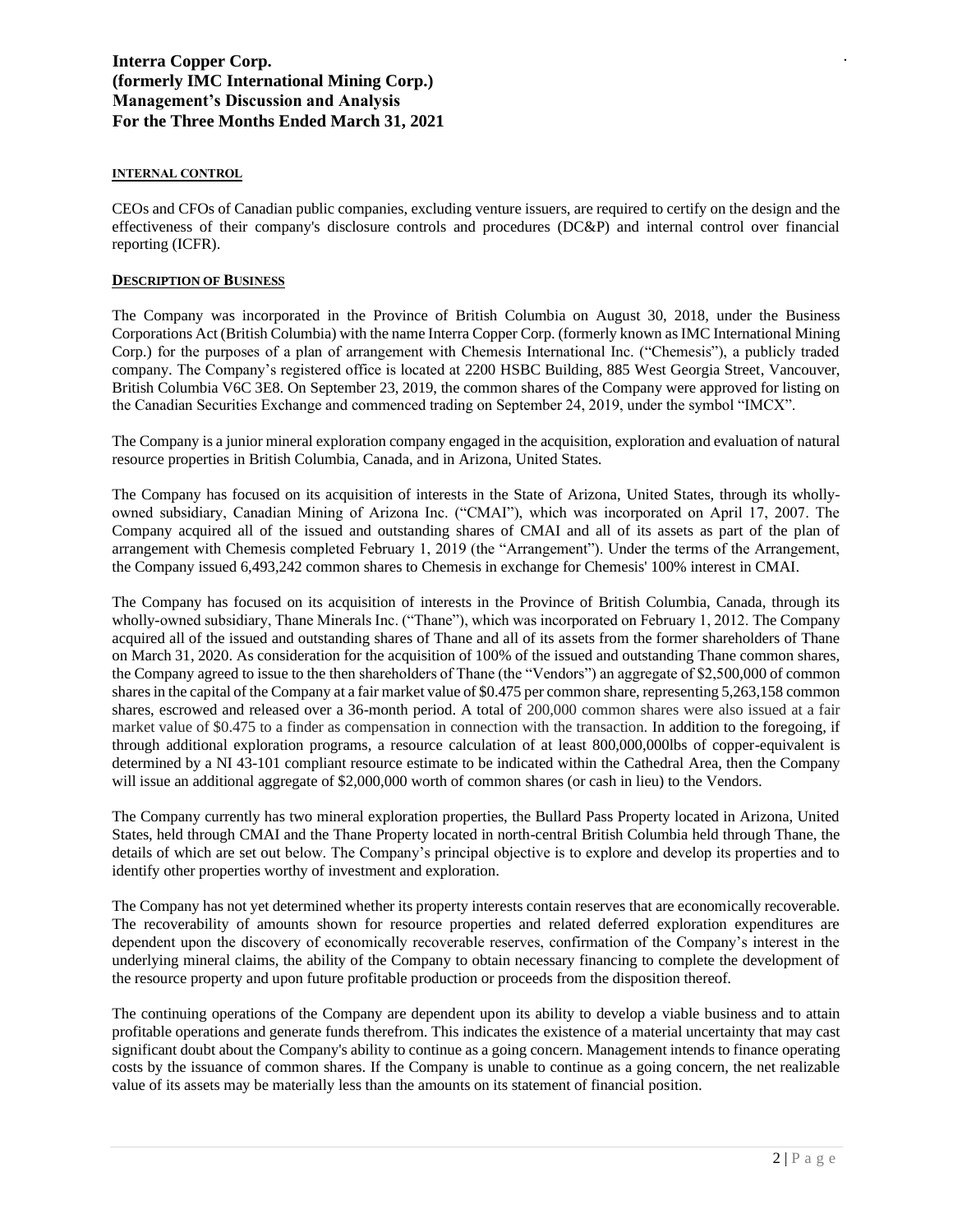#### INTERNAL CONTROL

CEOs and CFOs of Canadian public companies, excluding venture issuers, are required to certify on the design and the effectiveness of their company's disclosure controls and procedures (DC&P) and internal control over financial reporting (ICFR).

#### DESCRIPTION OF BUSINESS

The Company was incorporated in the Province of British Columbia on August 30, 2018, under the Business Corporations Act (British Columbia) with the name Interra Copper Corp. (formerly known as IMC International Mining Corp.) for the purposes of a plan of arrangement with Chemesis International Inc. ("Chemesis"), a publicly traded company. The Company's registered office is located at 2200 HSBC Building, 885 West Georgia Street, Vancouver, British Columbia V6C 3E8. On September 23, 2019, the common shares of the Company were approved for listing on the Canadian Securities Exchange and commenced trading on September 24, 2019, under the symbol "IMCX".

The Company is a junior mineral exploration company engaged in the acquisition, exploration and evaluation of natural resource properties in British Columbia, Canada, and in Arizona, United States.

The Company has focused on its acquisition of interests in the State of Arizona, United States, through its wholly-owned subsidiary, Canadian Mining of Arizona Inc. ("CMAI"), which was incorporated on April 17, 2007. The Company acquired all of the issued and outstanding shares of CMAI and all of its assets as part of the plan of arrangement with Chemesis completed February 1, 2019 (the "Arrangement"). Under the terms of the Arrangement, the Company issued 6,493,242 common shares to Chemesis in exchange for Chemesis' 100% interest in CMAI.

The Company has focused on its acquisition of interests in the Province of British Columbia, Canada, through its wholly-owned subsidiary, Thane Minerals Inc. ("Thane"), which was incorporated on February 1, 2012. The Company acquired all of the issued and outstanding shares of Thane and all of its assets from the former shareholders of Thane on March 31, 2020. As consideration for the acquisition of 100% of the issued and outstanding Thane common shares, the Company agreed to issue to the then shareholders of Thane (the "Vendors") an aggregate of $2,500,000 of common shares in the capital of the Company at a fair market value of $0.475 per common share, representing 5,263,158 common shares, escrowed and released over a 36-month period. A total of 200,000 common shares were also issued at a fair market value of $0.475 to a finder as compensation in connection with the transaction. In addition to the foregoing, if through additional exploration programs, a resource calculation of at least 800,000,000lbs of copper-equivalent is determined by a NI 43-101 compliant resource estimate to be indicated within the Cathedral Area, then the Company will issue an additional aggregate of $2,000,000 worth of common shares (or cash in lieu) to the Vendors.

The Company currently has two mineral exploration properties, the Bullard Pass Property located in Arizona, United States, held through CMAI and the Thane Property located in north-central British Columbia held through Thane, the details of which are set out below. The Company's principal objective is to explore and develop its properties and to identify other properties worthy of investment and exploration.

The Company has not yet determined whether its property interests contain reserves that are economically recoverable. The recoverability of amounts shown for resource properties and related deferred exploration expenditures are dependent upon the discovery of economically recoverable reserves, confirmation of the Company's interest in the underlying mineral claims, the ability of the Company to obtain necessary financing to complete the development of the resource property and upon future profitable production or proceeds from the disposition thereof.

The continuing operations of the Company are dependent upon its ability to develop a viable business and to attain profitable operations and generate funds therefrom. This indicates the existence of a material uncertainty that may cast significant doubt about the Company's ability to continue as a going concern. Management intends to finance operating costs by the issuance of common shares. If the Company is unable to continue as a going concern, the net realizable value of its assets may be materially less than the amounts on its statement of financial position.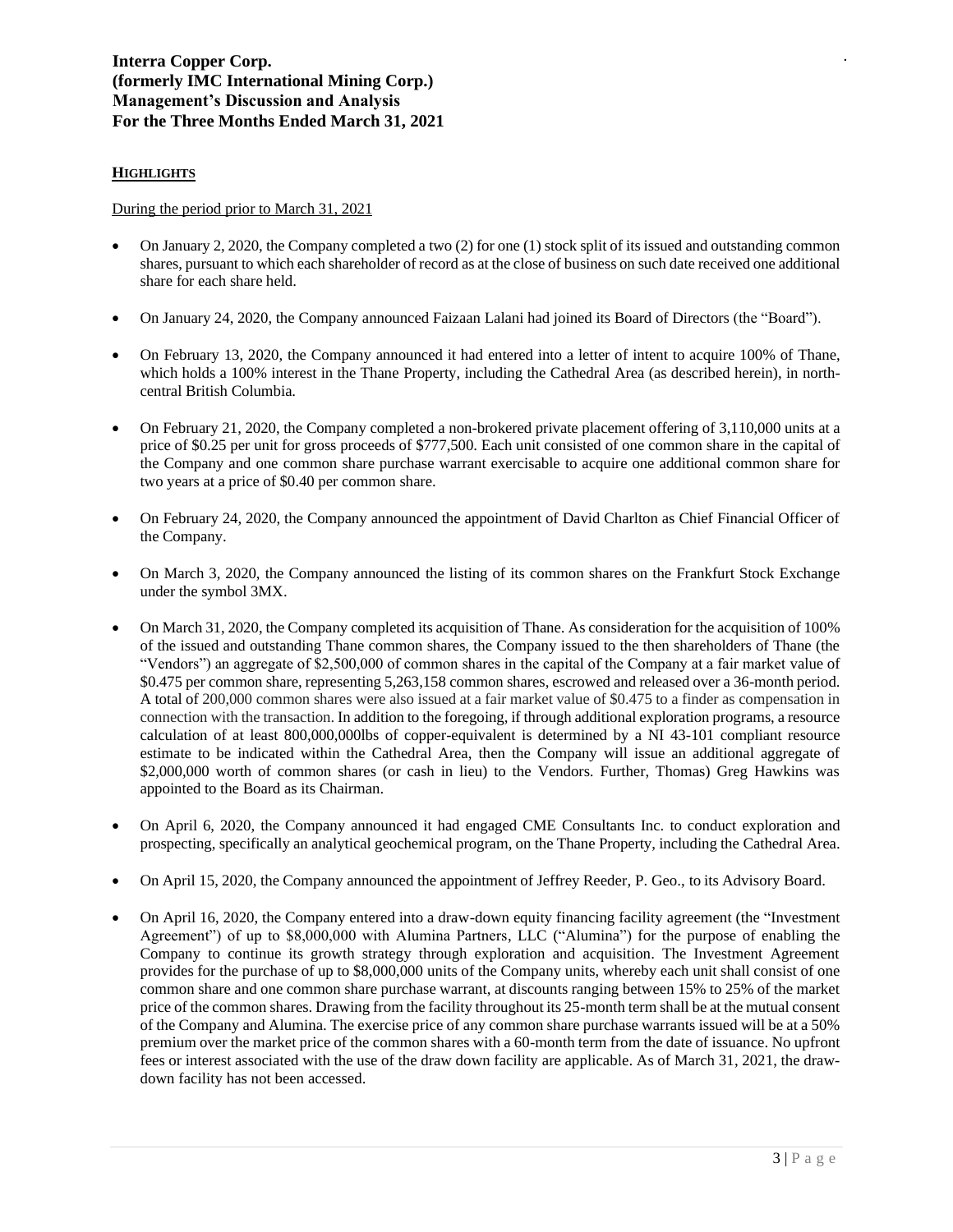**Interra Copper Corp.**
**(formerly IMC International Mining Corp.)**
**Management's Discussion and Analysis**
**For the Three Months Ended March 31, 2021**

## HIGHLIGHTS

During the period prior to March 31, 2021

- On January 2, 2020, the Company completed a two (2) for one (1) stock split of its issued and outstanding common shares, pursuant to which each shareholder of record as at the close of business on such date received one additional share for each share held.

- On January 24, 2020, the Company announced Faizaan Lalani had joined its Board of Directors (the "Board").

- On February 13, 2020, the Company announced it had entered into a letter of intent to acquire 100% of Thane, which holds a 100% interest in the Thane Property, including the Cathedral Area (as described herein), in north-central British Columbia.

- On February 21, 2020, the Company completed a non-brokered private placement offering of 3,110,000 units at a price of $0.25 per unit for gross proceeds of $777,500. Each unit consisted of one common share in the capital of the Company and one common share purchase warrant exercisable to acquire one additional common share for two years at a price of $0.40 per common share.

- On February 24, 2020, the Company announced the appointment of David Charlton as Chief Financial Officer of the Company.

- On March 3, 2020, the Company announced the listing of its common shares on the Frankfurt Stock Exchange under the symbol 3MX.

- On March 31, 2020, the Company completed its acquisition of Thane. As consideration for the acquisition of 100% of the issued and outstanding Thane common shares, the Company issued to the then shareholders of Thane (the "Vendors") an aggregate of $2,500,000 of common shares in the capital of the Company at a fair market value of $0.475 per common share, representing 5,263,158 common shares, escrowed and released over a 36-month period. A total of 200,000 common shares were also issued at a fair market value of $0.475 to a finder as compensation in connection with the transaction. In addition to the foregoing, if through additional exploration programs, a resource calculation of at least 800,000,000lbs of copper-equivalent is determined by a NI 43-101 compliant resource estimate to be indicated within the Cathedral Area, then the Company will issue an additional aggregate of $2,000,000 worth of common shares (or cash in lieu) to the Vendors. Further, Thomas) Greg Hawkins was appointed to the Board as its Chairman.

- On April 6, 2020, the Company announced it had engaged CME Consultants Inc. to conduct exploration and prospecting, specifically an analytical geochemical program, on the Thane Property, including the Cathedral Area.

- On April 15, 2020, the Company announced the appointment of Jeffrey Reeder, P. Geo., to its Advisory Board.

- On April 16, 2020, the Company entered into a draw-down equity financing facility agreement (the "Investment Agreement") of up to $8,000,000 with Alumina Partners, LLC ("Alumina") for the purpose of enabling the Company to continue its growth strategy through exploration and acquisition. The Investment Agreement provides for the purchase of up to $8,000,000 units of the Company units, whereby each unit shall consist of one common share and one common share purchase warrant, at discounts ranging between 15% to 25% of the market price of the common shares. Drawing from the facility throughout its 25-month term shall be at the mutual consent of the Company and Alumina. The exercise price of any common share purchase warrants issued will be at a 50% premium over the market price of the common shares with a 60-month term from the date of issuance. No upfront fees or interest associated with the use of the draw down facility are applicable. As of March 31, 2021, the draw-down facility has not been accessed.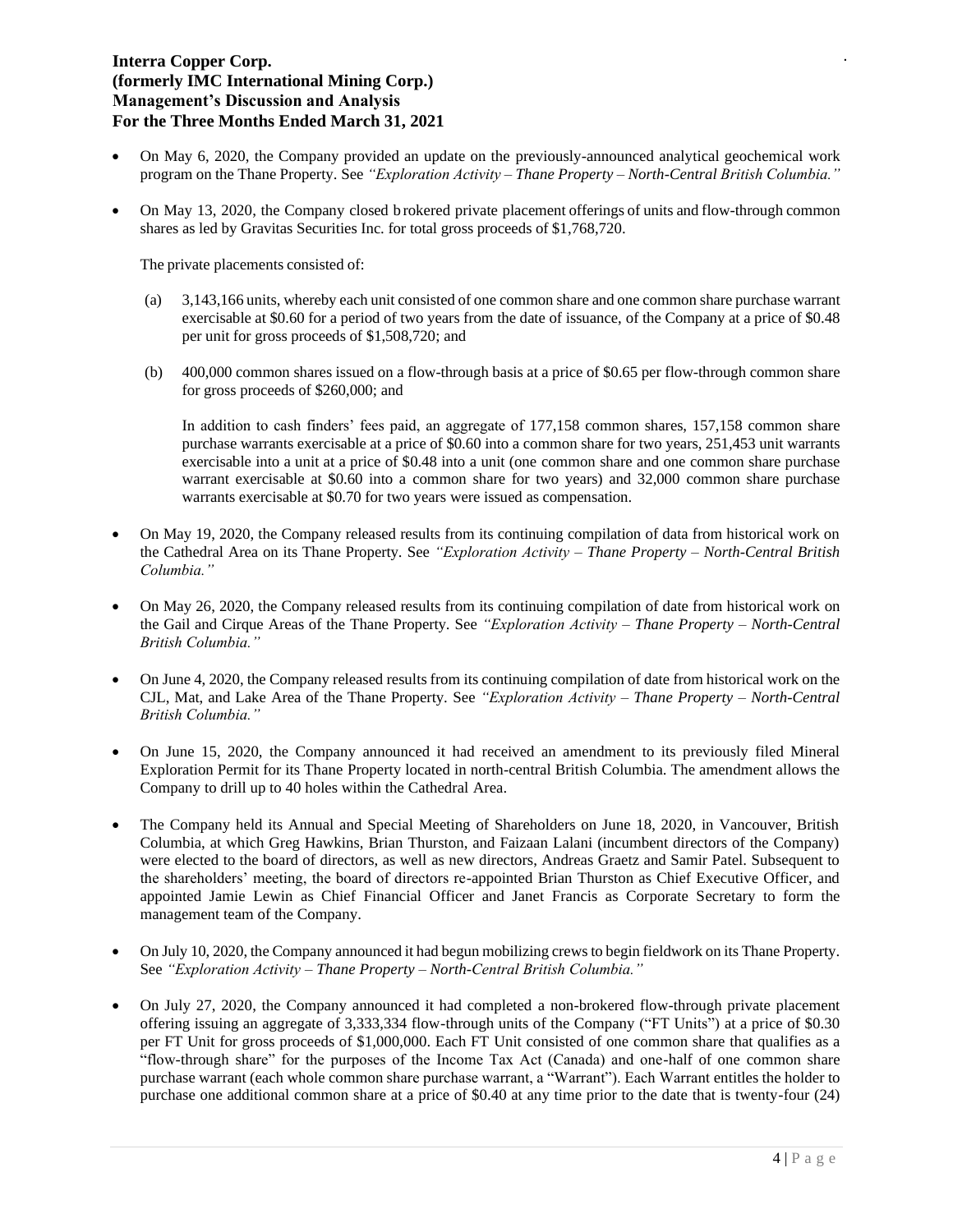- On May 6, 2020, the Company provided an update on the previously-announced analytical geochemical work program on the Thane Property. See *"Exploration Activity – Thane Property – North-Central British Columbia."*

- On May 13, 2020, the Company closed brokered private placement offerings of units and flow-through common shares as led by Gravitas Securities Inc. for total gross proceeds of $1,768,720.

  The private placements consisted of:

  (a) 3,143,166 units, whereby each unit consisted of one common share and one common share purchase warrant exercisable at $0.60 for a period of two years from the date of issuance, of the Company at a price of $0.48 per unit for gross proceeds of $1,508,720; and

  (b) 400,000 common shares issued on a flow-through basis at a price of $0.65 per flow-through common share for gross proceeds of $260,000; and

  In addition to cash finders' fees paid, an aggregate of 177,158 common shares, 157,158 common share purchase warrants exercisable at a price of $0.60 into a common share for two years, 251,453 unit warrants exercisable into a unit at a price of $0.48 into a unit (one common share and one common share purchase warrant exercisable at $0.60 into a common share for two years) and 32,000 common share purchase warrants exercisable at $0.70 for two years were issued as compensation.

- On May 19, 2020, the Company released results from its continuing compilation of data from historical work on the Cathedral Area on its Thane Property. See *"Exploration Activity – Thane Property – North-Central British Columbia."*

- On May 26, 2020, the Company released results from its continuing compilation of date from historical work on the Gail and Cirque Areas of the Thane Property. See *"Exploration Activity – Thane Property – North-Central British Columbia."*

- On June 4, 2020, the Company released results from its continuing compilation of date from historical work on the CJL, Mat, and Lake Area of the Thane Property. See *"Exploration Activity – Thane Property – North-Central British Columbia."*

- On June 15, 2020, the Company announced it had received an amendment to its previously filed Mineral Exploration Permit for its Thane Property located in north-central British Columbia. The amendment allows the Company to drill up to 40 holes within the Cathedral Area.

- The Company held its Annual and Special Meeting of Shareholders on June 18, 2020, in Vancouver, British Columbia, at which Greg Hawkins, Brian Thurston, and Faizaan Lalani (incumbent directors of the Company) were elected to the board of directors, as well as new directors, Andreas Graetz and Samir Patel. Subsequent to the shareholders' meeting, the board of directors re-appointed Brian Thurston as Chief Executive Officer, and appointed Jamie Lewin as Chief Financial Officer and Janet Francis as Corporate Secretary to form the management team of the Company.

- On July 10, 2020, the Company announced it had begun mobilizing crews to begin fieldwork on its Thane Property. See *"Exploration Activity – Thane Property – North-Central British Columbia."*

- On July 27, 2020, the Company announced it had completed a non-brokered flow-through private placement offering issuing an aggregate of 3,333,334 flow-through units of the Company ("FT Units") at a price of $0.30 per FT Unit for gross proceeds of $1,000,000. Each FT Unit consisted of one common share that qualifies as a "flow-through share" for the purposes of the Income Tax Act (Canada) and one-half of one common share purchase warrant (each whole common share purchase warrant, a "Warrant"). Each Warrant entitles the holder to purchase one additional common share at a price of $0.40 at any time prior to the date that is twenty-four (24)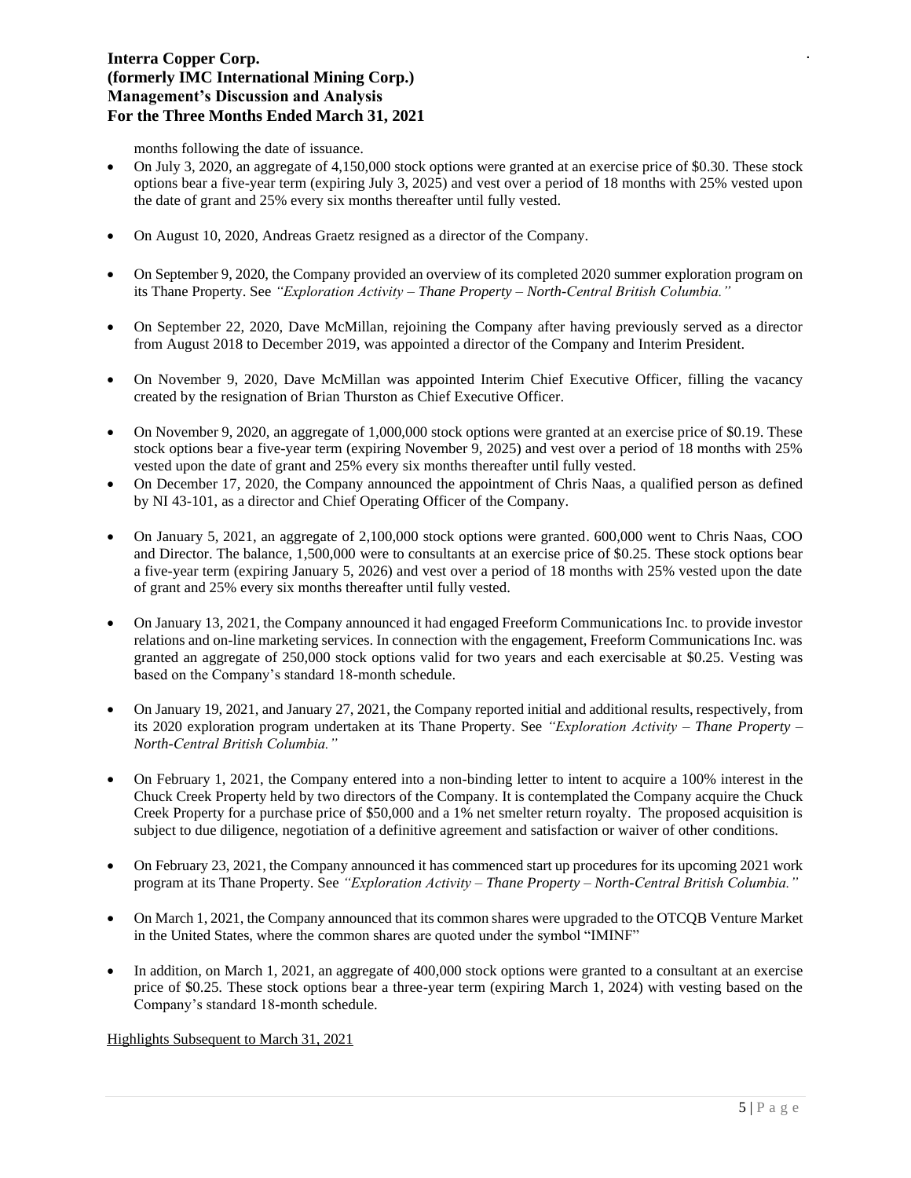months following the date of issuance.

- On July 3, 2020, an aggregate of 4,150,000 stock options were granted at an exercise price of $0.30. These stock options bear a five-year term (expiring July 3, 2025) and vest over a period of 18 months with 25% vested upon the date of grant and 25% every six months thereafter until fully vested.

- On August 10, 2020, Andreas Graetz resigned as a director of the Company.

- On September 9, 2020, the Company provided an overview of its completed 2020 summer exploration program on its Thane Property. See *"Exploration Activity – Thane Property – North-Central British Columbia."*

- On September 22, 2020, Dave McMillan, rejoining the Company after having previously served as a director from August 2018 to December 2019, was appointed a director of the Company and Interim President.

- On November 9, 2020, Dave McMillan was appointed Interim Chief Executive Officer, filling the vacancy created by the resignation of Brian Thurston as Chief Executive Officer.

- On November 9, 2020, an aggregate of 1,000,000 stock options were granted at an exercise price of $0.19. These stock options bear a five-year term (expiring November 9, 2025) and vest over a period of 18 months with 25% vested upon the date of grant and 25% every six months thereafter until fully vested.
- On December 17, 2020, the Company announced the appointment of Chris Naas, a qualified person as defined by NI 43-101, as a director and Chief Operating Officer of the Company.

- On January 5, 2021, an aggregate of 2,100,000 stock options were granted. 600,000 went to Chris Naas, COO and Director. The balance, 1,500,000 were to consultants at an exercise price of $0.25. These stock options bear a five-year term (expiring January 5, 2026) and vest over a period of 18 months with 25% vested upon the date of grant and 25% every six months thereafter until fully vested.

- On January 13, 2021, the Company announced it had engaged Freeform Communications Inc. to provide investor relations and on-line marketing services. In connection with the engagement, Freeform Communications Inc. was granted an aggregate of 250,000 stock options valid for two years and each exercisable at $0.25. Vesting was based on the Company's standard 18-month schedule.

- On January 19, 2021, and January 27, 2021, the Company reported initial and additional results, respectively, from its 2020 exploration program undertaken at its Thane Property. See *"Exploration Activity – Thane Property – North-Central British Columbia."*

- On February 1, 2021, the Company entered into a non-binding letter to intent to acquire a 100% interest in the Chuck Creek Property held by two directors of the Company. It is contemplated the Company acquire the Chuck Creek Property for a purchase price of $50,000 and a 1% net smelter return royalty. The proposed acquisition is subject to due diligence, negotiation of a definitive agreement and satisfaction or waiver of other conditions.

- On February 23, 2021, the Company announced it has commenced start up procedures for its upcoming 2021 work program at its Thane Property. See *"Exploration Activity – Thane Property – North-Central British Columbia."*

- On March 1, 2021, the Company announced that its common shares were upgraded to the OTCQB Venture Market in the United States, where the common shares are quoted under the symbol "IMINF"

- In addition, on March 1, 2021, an aggregate of 400,000 stock options were granted to a consultant at an exercise price of $0.25. These stock options bear a three-year term (expiring March 1, 2024) with vesting based on the Company's standard 18-month schedule.

<u>Highlights Subsequent to March 31, 2021</u>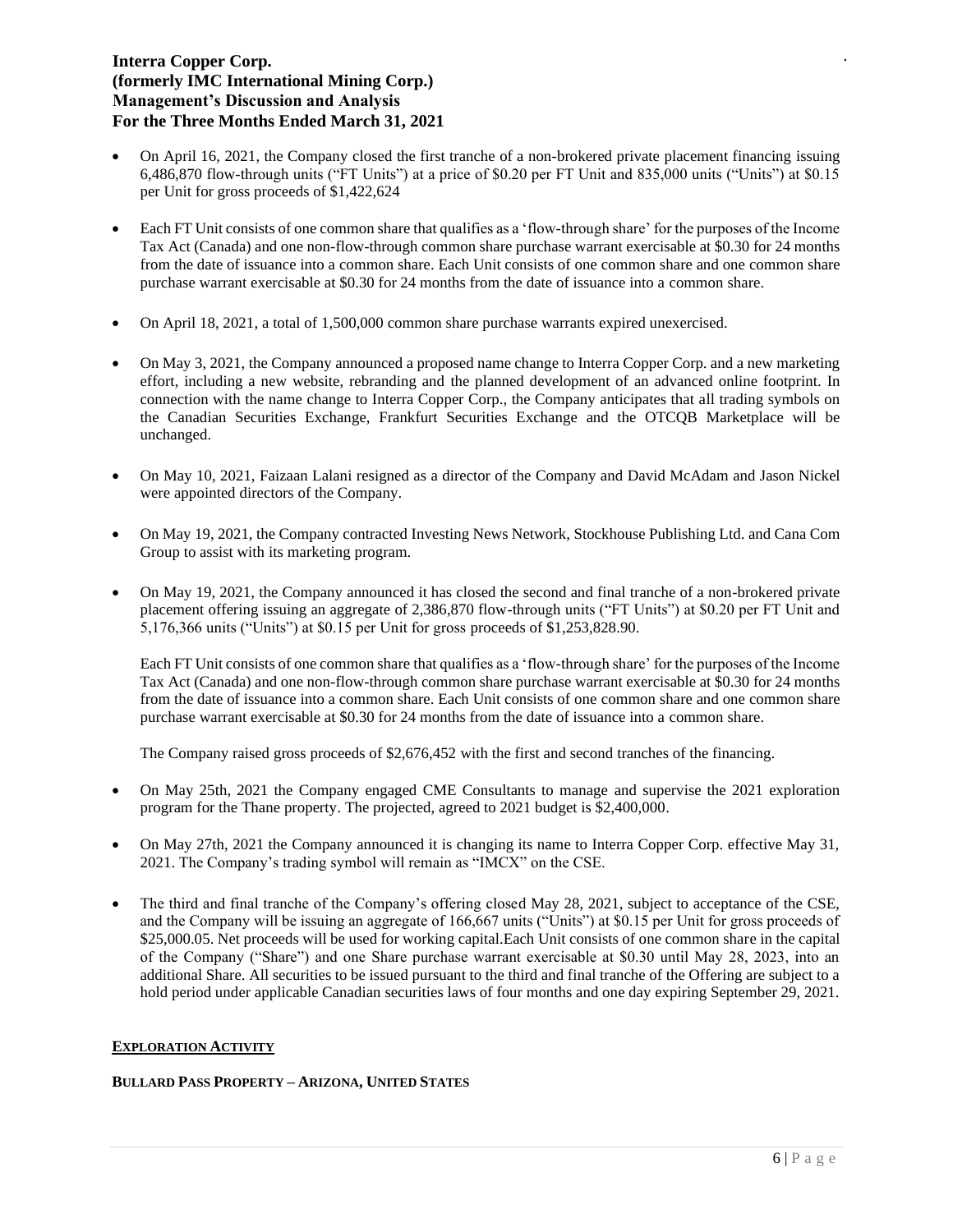- On April 16, 2021, the Company closed the first tranche of a non-brokered private placement financing issuing 6,486,870 flow-through units ("FT Units") at a price of $0.20 per FT Unit and 835,000 units ("Units") at $0.15 per Unit for gross proceeds of $1,422,624

- Each FT Unit consists of one common share that qualifies as a 'flow-through share' for the purposes of the Income Tax Act (Canada) and one non-flow-through common share purchase warrant exercisable at $0.30 for 24 months from the date of issuance into a common share. Each Unit consists of one common share and one common share purchase warrant exercisable at $0.30 for 24 months from the date of issuance into a common share.

- On April 18, 2021, a total of 1,500,000 common share purchase warrants expired unexercised.

- On May 3, 2021, the Company announced a proposed name change to Interra Copper Corp. and a new marketing effort, including a new website, rebranding and the planned development of an advanced online footprint. In connection with the name change to Interra Copper Corp., the Company anticipates that all trading symbols on the Canadian Securities Exchange, Frankfurt Securities Exchange and the OTCQB Marketplace will be unchanged.

- On May 10, 2021, Faizaan Lalani resigned as a director of the Company and David McAdam and Jason Nickel were appointed directors of the Company.

- On May 19, 2021, the Company contracted Investing News Network, Stockhouse Publishing Ltd. and Cana Com Group to assist with its marketing program.

- On May 19, 2021, the Company announced it has closed the second and final tranche of a non-brokered private placement offering issuing an aggregate of 2,386,870 flow-through units ("FT Units") at $0.20 per FT Unit and 5,176,366 units ("Units") at $0.15 per Unit for gross proceeds of $1,253,828.90.

  Each FT Unit consists of one common share that qualifies as a 'flow-through share' for the purposes of the Income Tax Act (Canada) and one non-flow-through common share purchase warrant exercisable at $0.30 for 24 months from the date of issuance into a common share. Each Unit consists of one common share and one common share purchase warrant exercisable at $0.30 for 24 months from the date of issuance into a common share.

  The Company raised gross proceeds of $2,676,452 with the first and second tranches of the financing.

- On May 25th, 2021 the Company engaged CME Consultants to manage and supervise the 2021 exploration program for the Thane property. The projected, agreed to 2021 budget is $2,400,000.

- On May 27th, 2021 the Company announced it is changing its name to Interra Copper Corp. effective May 31, 2021. The Company's trading symbol will remain as "IMCX" on the CSE.

- The third and final tranche of the Company's offering closed May 28, 2021, subject to acceptance of the CSE, and the Company will be issuing an aggregate of 166,667 units ("Units") at $0.15 per Unit for gross proceeds of $25,000.05. Net proceeds will be used for working capital.Each Unit consists of one common share in the capital of the Company ("Share") and one Share purchase warrant exercisable at $0.30 until May 28, 2023, into an additional Share. All securities to be issued pursuant to the third and final tranche of the Offering are subject to a hold period under applicable Canadian securities laws of four months and one day expiring September 29, 2021.

## EXPLORATION ACTIVITY

### BULLARD PASS PROPERTY – ARIZONA, UNITED STATES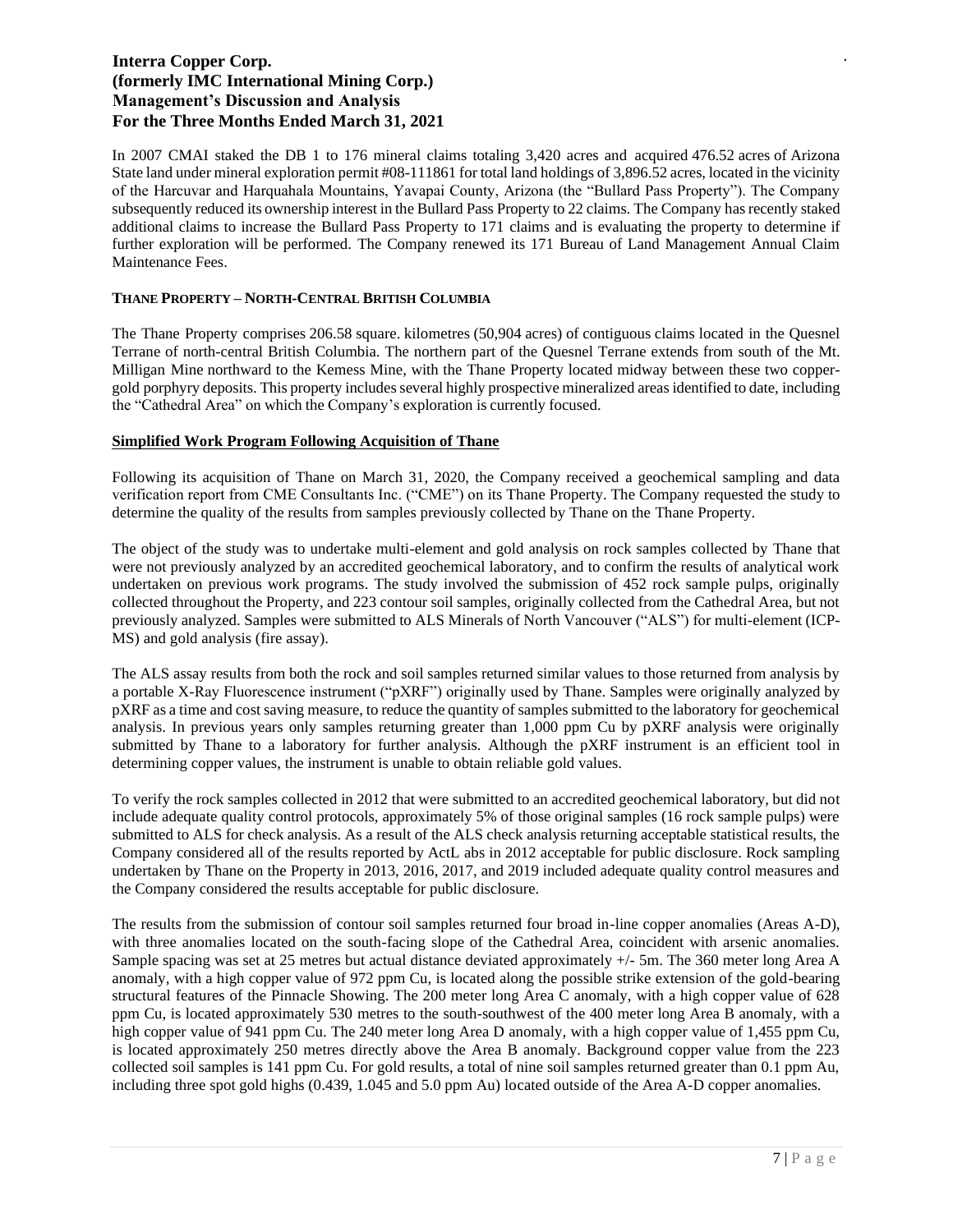In 2007 CMAI staked the DB 1 to 176 mineral claims totaling 3,420 acres and acquired 476.52 acres of Arizona State land under mineral exploration permit #08-111861 for total land holdings of 3,896.52 acres, located in the vicinity of the Harcuvar and Harquahala Mountains, Yavapai County, Arizona (the "Bullard Pass Property"). The Company subsequently reduced its ownership interest in the Bullard Pass Property to 22 claims. The Company has recently staked additional claims to increase the Bullard Pass Property to 171 claims and is evaluating the property to determine if further exploration will be performed. The Company renewed its 171 Bureau of Land Management Annual Claim Maintenance Fees.

**THANE PROPERTY – NORTH-CENTRAL BRITISH COLUMBIA**

The Thane Property comprises 206.58 square. kilometres (50,904 acres) of contiguous claims located in the Quesnel Terrane of north-central British Columbia. The northern part of the Quesnel Terrane extends from south of the Mt. Milligan Mine northward to the Kemess Mine, with the Thane Property located midway between these two copper-gold porphyry deposits. This property includes several highly prospective mineralized areas identified to date, including the "Cathedral Area" on which the Company's exploration is currently focused.

**Simplified Work Program Following Acquisition of Thane**

Following its acquisition of Thane on March 31, 2020, the Company received a geochemical sampling and data verification report from CME Consultants Inc. ("CME") on its Thane Property. The Company requested the study to determine the quality of the results from samples previously collected by Thane on the Thane Property.

The object of the study was to undertake multi-element and gold analysis on rock samples collected by Thane that were not previously analyzed by an accredited geochemical laboratory, and to confirm the results of analytical work undertaken on previous work programs. The study involved the submission of 452 rock sample pulps, originally collected throughout the Property, and 223 contour soil samples, originally collected from the Cathedral Area, but not previously analyzed. Samples were submitted to ALS Minerals of North Vancouver ("ALS") for multi-element (ICP-MS) and gold analysis (fire assay).

The ALS assay results from both the rock and soil samples returned similar values to those returned from analysis by a portable X-Ray Fluorescence instrument ("pXRF") originally used by Thane. Samples were originally analyzed by pXRF as a time and cost saving measure, to reduce the quantity of samples submitted to the laboratory for geochemical analysis. In previous years only samples returning greater than 1,000 ppm Cu by pXRF analysis were originally submitted by Thane to a laboratory for further analysis. Although the pXRF instrument is an efficient tool in determining copper values, the instrument is unable to obtain reliable gold values.

To verify the rock samples collected in 2012 that were submitted to an accredited geochemical laboratory, but did not include adequate quality control protocols, approximately 5% of those original samples (16 rock sample pulps) were submitted to ALS for check analysis. As a result of the ALS check analysis returning acceptable statistical results, the Company considered all of the results reported by ActL abs in 2012 acceptable for public disclosure. Rock sampling undertaken by Thane on the Property in 2013, 2016, 2017, and 2019 included adequate quality control measures and the Company considered the results acceptable for public disclosure.

The results from the submission of contour soil samples returned four broad in-line copper anomalies (Areas A-D), with three anomalies located on the south-facing slope of the Cathedral Area, coincident with arsenic anomalies. Sample spacing was set at 25 metres but actual distance deviated approximately +/- 5m. The 360 meter long Area A anomaly, with a high copper value of 972 ppm Cu, is located along the possible strike extension of the gold-bearing structural features of the Pinnacle Showing. The 200 meter long Area C anomaly, with a high copper value of 628 ppm Cu, is located approximately 530 metres to the south-southwest of the 400 meter long Area B anomaly, with a high copper value of 941 ppm Cu. The 240 meter long Area D anomaly, with a high copper value of 1,455 ppm Cu, is located approximately 250 metres directly above the Area B anomaly. Background copper value from the 223 collected soil samples is 141 ppm Cu. For gold results, a total of nine soil samples returned greater than 0.1 ppm Au, including three spot gold highs (0.439, 1.045 and 5.0 ppm Au) located outside of the Area A-D copper anomalies.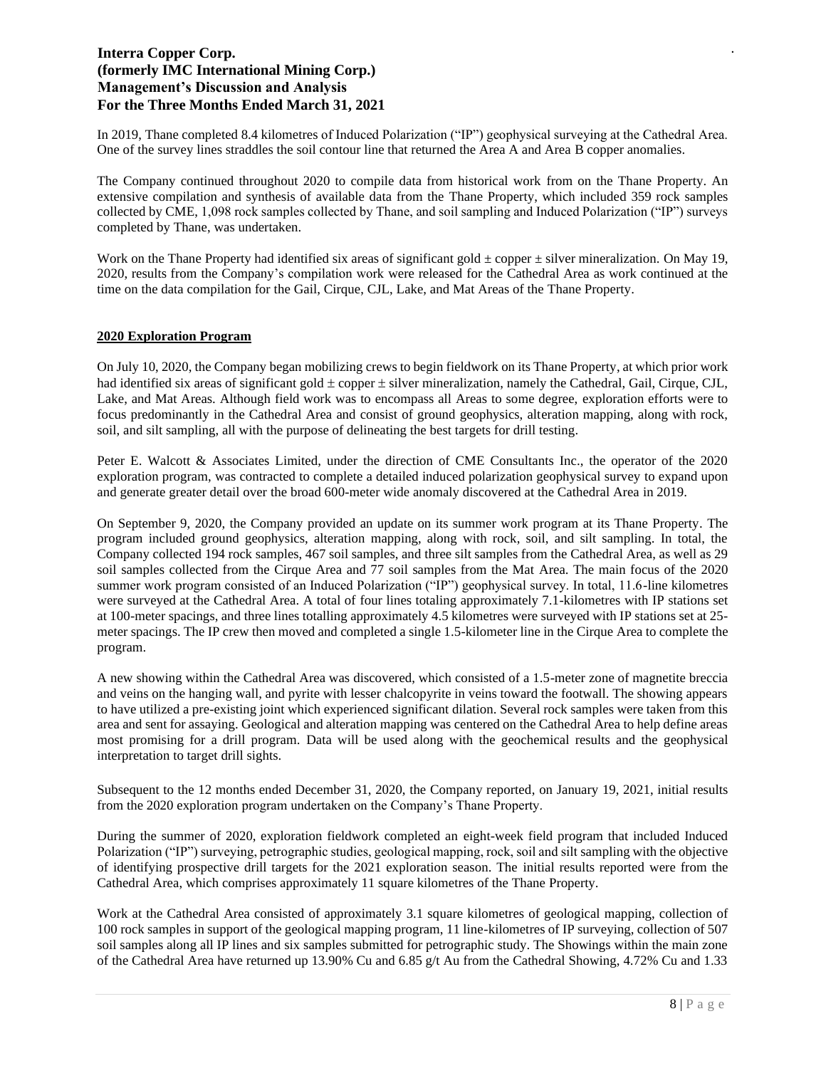In 2019, Thane completed 8.4 kilometres of Induced Polarization ("IP") geophysical surveying at the Cathedral Area. One of the survey lines straddles the soil contour line that returned the Area A and Area B copper anomalies.

The Company continued throughout 2020 to compile data from historical work from on the Thane Property. An extensive compilation and synthesis of available data from the Thane Property, which included 359 rock samples collected by CME, 1,098 rock samples collected by Thane, and soil sampling and Induced Polarization ("IP") surveys completed by Thane, was undertaken.

Work on the Thane Property had identified six areas of significant gold ± copper ± silver mineralization. On May 19, 2020, results from the Company's compilation work were released for the Cathedral Area as work continued at the time on the data compilation for the Gail, Cirque, CJL, Lake, and Mat Areas of the Thane Property.

## 2020 Exploration Program

On July 10, 2020, the Company began mobilizing crews to begin fieldwork on its Thane Property, at which prior work had identified six areas of significant gold ± copper ± silver mineralization, namely the Cathedral, Gail, Cirque, CJL, Lake, and Mat Areas. Although field work was to encompass all Areas to some degree, exploration efforts were to focus predominantly in the Cathedral Area and consist of ground geophysics, alteration mapping, along with rock, soil, and silt sampling, all with the purpose of delineating the best targets for drill testing.

Peter E. Walcott & Associates Limited, under the direction of CME Consultants Inc., the operator of the 2020 exploration program, was contracted to complete a detailed induced polarization geophysical survey to expand upon and generate greater detail over the broad 600-meter wide anomaly discovered at the Cathedral Area in 2019.

On September 9, 2020, the Company provided an update on its summer work program at its Thane Property. The program included ground geophysics, alteration mapping, along with rock, soil, and silt sampling. In total, the Company collected 194 rock samples, 467 soil samples, and three silt samples from the Cathedral Area, as well as 29 soil samples collected from the Cirque Area and 77 soil samples from the Mat Area. The main focus of the 2020 summer work program consisted of an Induced Polarization ("IP") geophysical survey. In total, 11.6-line kilometres were surveyed at the Cathedral Area. A total of four lines totaling approximately 7.1-kilometres with IP stations set at 100-meter spacings, and three lines totalling approximately 4.5 kilometres were surveyed with IP stations set at 25-meter spacings. The IP crew then moved and completed a single 1.5-kilometer line in the Cirque Area to complete the program.

A new showing within the Cathedral Area was discovered, which consisted of a 1.5-meter zone of magnetite breccia and veins on the hanging wall, and pyrite with lesser chalcopyrite in veins toward the footwall. The showing appears to have utilized a pre-existing joint which experienced significant dilation. Several rock samples were taken from this area and sent for assaying. Geological and alteration mapping was centered on the Cathedral Area to help define areas most promising for a drill program. Data will be used along with the geochemical results and the geophysical interpretation to target drill sights.

Subsequent to the 12 months ended December 31, 2020, the Company reported, on January 19, 2021, initial results from the 2020 exploration program undertaken on the Company's Thane Property.

During the summer of 2020, exploration fieldwork completed an eight-week field program that included Induced Polarization ("IP") surveying, petrographic studies, geological mapping, rock, soil and silt sampling with the objective of identifying prospective drill targets for the 2021 exploration season. The initial results reported were from the Cathedral Area, which comprises approximately 11 square kilometres of the Thane Property.

Work at the Cathedral Area consisted of approximately 3.1 square kilometres of geological mapping, collection of 100 rock samples in support of the geological mapping program, 11 line-kilometres of IP surveying, collection of 507 soil samples along all IP lines and six samples submitted for petrographic study. The Showings within the main zone of the Cathedral Area have returned up 13.90% Cu and 6.85 g/t Au from the Cathedral Showing, 4.72% Cu and 1.33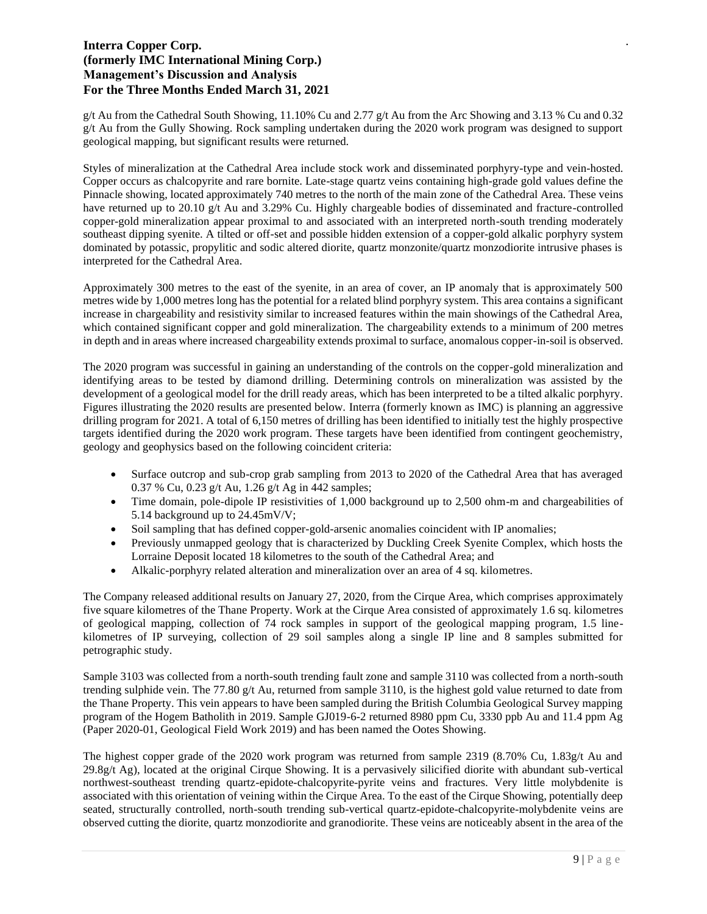g/t Au from the Cathedral South Showing, 11.10% Cu and 2.77 g/t Au from the Arc Showing and 3.13 % Cu and 0.32 g/t Au from the Gully Showing. Rock sampling undertaken during the 2020 work program was designed to support geological mapping, but significant results were returned.

Styles of mineralization at the Cathedral Area include stock work and disseminated porphyry-type and vein-hosted. Copper occurs as chalcopyrite and rare bornite. Late-stage quartz veins containing high-grade gold values define the Pinnacle showing, located approximately 740 metres to the north of the main zone of the Cathedral Area. These veins have returned up to 20.10 g/t Au and 3.29% Cu. Highly chargeable bodies of disseminated and fracture-controlled copper-gold mineralization appear proximal to and associated with an interpreted north-south trending moderately southeast dipping syenite. A tilted or off-set and possible hidden extension of a copper-gold alkalic porphyry system dominated by potassic, propylitic and sodic altered diorite, quartz monzonite/quartz monzodiorite intrusive phases is interpreted for the Cathedral Area.

Approximately 300 metres to the east of the syenite, in an area of cover, an IP anomaly that is approximately 500 metres wide by 1,000 metres long has the potential for a related blind porphyry system. This area contains a significant increase in chargeability and resistivity similar to increased features within the main showings of the Cathedral Area, which contained significant copper and gold mineralization. The chargeability extends to a minimum of 200 metres in depth and in areas where increased chargeability extends proximal to surface, anomalous copper-in-soil is observed.

The 2020 program was successful in gaining an understanding of the controls on the copper-gold mineralization and identifying areas to be tested by diamond drilling. Determining controls on mineralization was assisted by the development of a geological model for the drill ready areas, which has been interpreted to be a tilted alkalic porphyry. Figures illustrating the 2020 results are presented below. Interra (formerly known as IMC) is planning an aggressive drilling program for 2021. A total of 6,150 metres of drilling has been identified to initially test the highly prospective targets identified during the 2020 work program. These targets have been identified from contingent geochemistry, geology and geophysics based on the following coincident criteria:

- Surface outcrop and sub-crop grab sampling from 2013 to 2020 of the Cathedral Area that has averaged 0.37 % Cu, 0.23 g/t Au, 1.26 g/t Ag in 442 samples;
- Time domain, pole-dipole IP resistivities of 1,000 background up to 2,500 ohm-m and chargeabilities of 5.14 background up to 24.45mV/V;
- Soil sampling that has defined copper-gold-arsenic anomalies coincident with IP anomalies;
- Previously unmapped geology that is characterized by Duckling Creek Syenite Complex, which hosts the Lorraine Deposit located 18 kilometres to the south of the Cathedral Area; and
- Alkalic-porphyry related alteration and mineralization over an area of 4 sq. kilometres.

The Company released additional results on January 27, 2020, from the Cirque Area, which comprises approximately five square kilometres of the Thane Property. Work at the Cirque Area consisted of approximately 1.6 sq. kilometres of geological mapping, collection of 74 rock samples in support of the geological mapping program, 1.5 line-kilometres of IP surveying, collection of 29 soil samples along a single IP line and 8 samples submitted for petrographic study.

Sample 3103 was collected from a north-south trending fault zone and sample 3110 was collected from a north-south trending sulphide vein. The 77.80 g/t Au, returned from sample 3110, is the highest gold value returned to date from the Thane Property. This vein appears to have been sampled during the British Columbia Geological Survey mapping program of the Hogem Batholith in 2019. Sample GJ019-6-2 returned 8980 ppm Cu, 3330 ppb Au and 11.4 ppm Ag (Paper 2020-01, Geological Field Work 2019) and has been named the Ootes Showing.

The highest copper grade of the 2020 work program was returned from sample 2319 (8.70% Cu, 1.83g/t Au and 29.8g/t Ag), located at the original Cirque Showing. It is a pervasively silicified diorite with abundant sub-vertical northwest-southeast trending quartz-epidote-chalcopyrite-pyrite veins and fractures. Very little molybdenite is associated with this orientation of veining within the Cirque Area. To the east of the Cirque Showing, potentially deep seated, structurally controlled, north-south trending sub-vertical quartz-epidote-chalcopyrite-molybdenite veins are observed cutting the diorite, quartz monzodiorite and granodiorite. These veins are noticeably absent in the area of the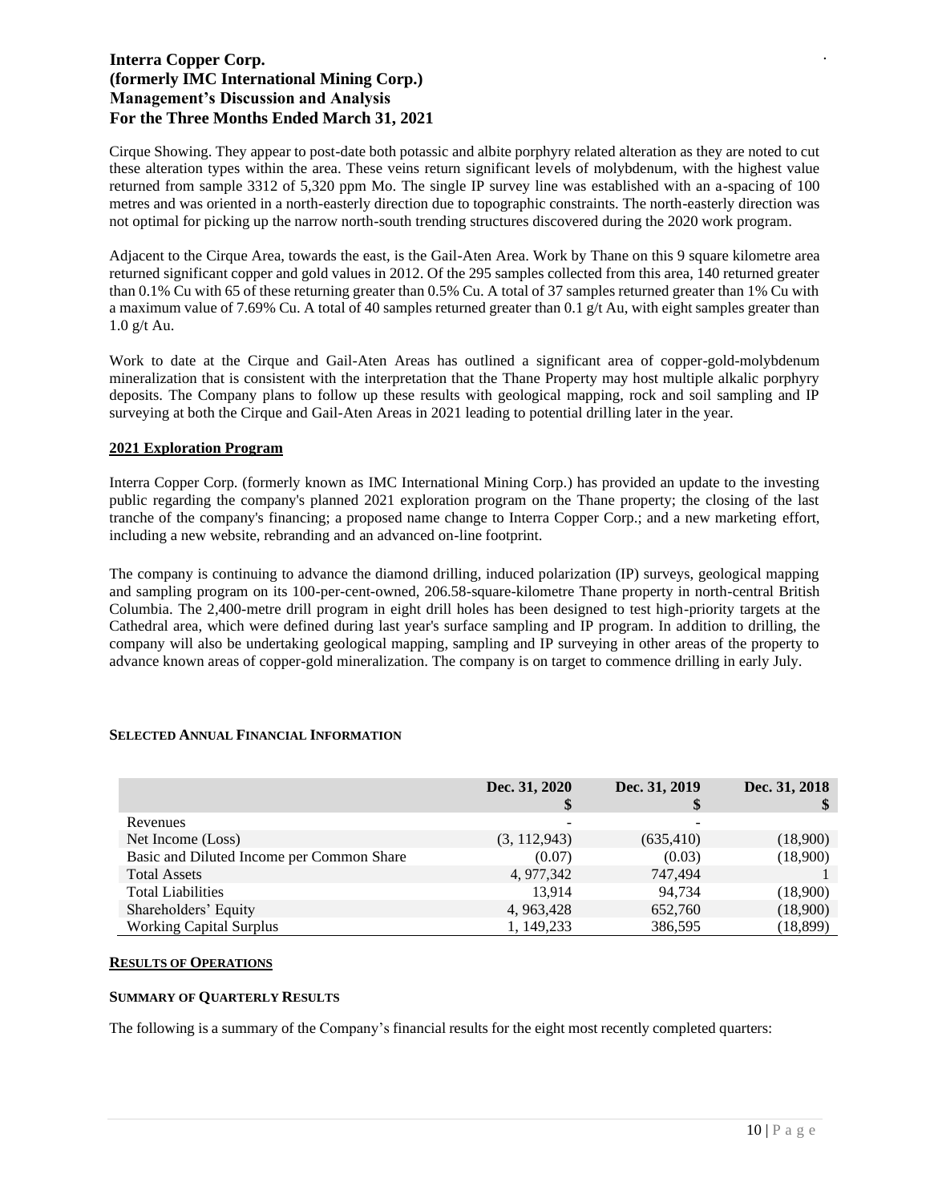Cirque Showing. They appear to post-date both potassic and albite porphyry related alteration as they are noted to cut these alteration types within the area. These veins return significant levels of molybdenum, with the highest value returned from sample 3312 of 5,320 ppm Mo. The single IP survey line was established with an a-spacing of 100 metres and was oriented in a north-easterly direction due to topographic constraints. The north-easterly direction was not optimal for picking up the narrow north-south trending structures discovered during the 2020 work program.

Adjacent to the Cirque Area, towards the east, is the Gail-Aten Area. Work by Thane on this 9 square kilometre area returned significant copper and gold values in 2012. Of the 295 samples collected from this area, 140 returned greater than 0.1% Cu with 65 of these returning greater than 0.5% Cu. A total of 37 samples returned greater than 1% Cu with a maximum value of 7.69% Cu. A total of 40 samples returned greater than 0.1 g/t Au, with eight samples greater than 1.0 g/t Au.

Work to date at the Cirque and Gail-Aten Areas has outlined a significant area of copper-gold-molybdenum mineralization that is consistent with the interpretation that the Thane Property may host multiple alkalic porphyry deposits. The Company plans to follow up these results with geological mapping, rock and soil sampling and IP surveying at both the Cirque and Gail-Aten Areas in 2021 leading to potential drilling later in the year.

**2021 Exploration Program**

Interra Copper Corp. (formerly known as IMC International Mining Corp.) has provided an update to the investing public regarding the company's planned 2021 exploration program on the Thane property; the closing of the last tranche of the company's financing; a proposed name change to Interra Copper Corp.; and a new marketing effort, including a new website, rebranding and an advanced on-line footprint.

The company is continuing to advance the diamond drilling, induced polarization (IP) surveys, geological mapping and sampling program on its 100-per-cent-owned, 206.58-square-kilometre Thane property in north-central British Columbia. The 2,400-metre drill program in eight drill holes has been designed to test high-priority targets at the Cathedral area, which were defined during last year's surface sampling and IP program. In addition to drilling, the company will also be undertaking geological mapping, sampling and IP surveying in other areas of the property to advance known areas of copper-gold mineralization. The company is on target to commence drilling in early July.

## SELECTED ANNUAL FINANCIAL INFORMATION

| | Dec. 31, 2020 $ | Dec. 31, 2019 $ | Dec. 31, 2018 $ |
|---|---|---|---|
| Revenues | - | - | |
| Net Income (Loss) | (3, 112,943) | (635,410) | (18,900) |
| Basic and Diluted Income per Common Share | (0.07) | (0.03) | (18,900) |
| Total Assets | 4, 977,342 | 747,494 | 1 |
| Total Liabilities | 13,914 | 94,734 | (18,900) |
| Shareholders' Equity | 4, 963,428 | 652,760 | (18,900) |
| Working Capital Surplus | 1, 149,233 | 386,595 | (18,899) |

## RESULTS OF OPERATIONS

### SUMMARY OF QUARTERLY RESULTS

The following is a summary of the Company's financial results for the eight most recently completed quarters: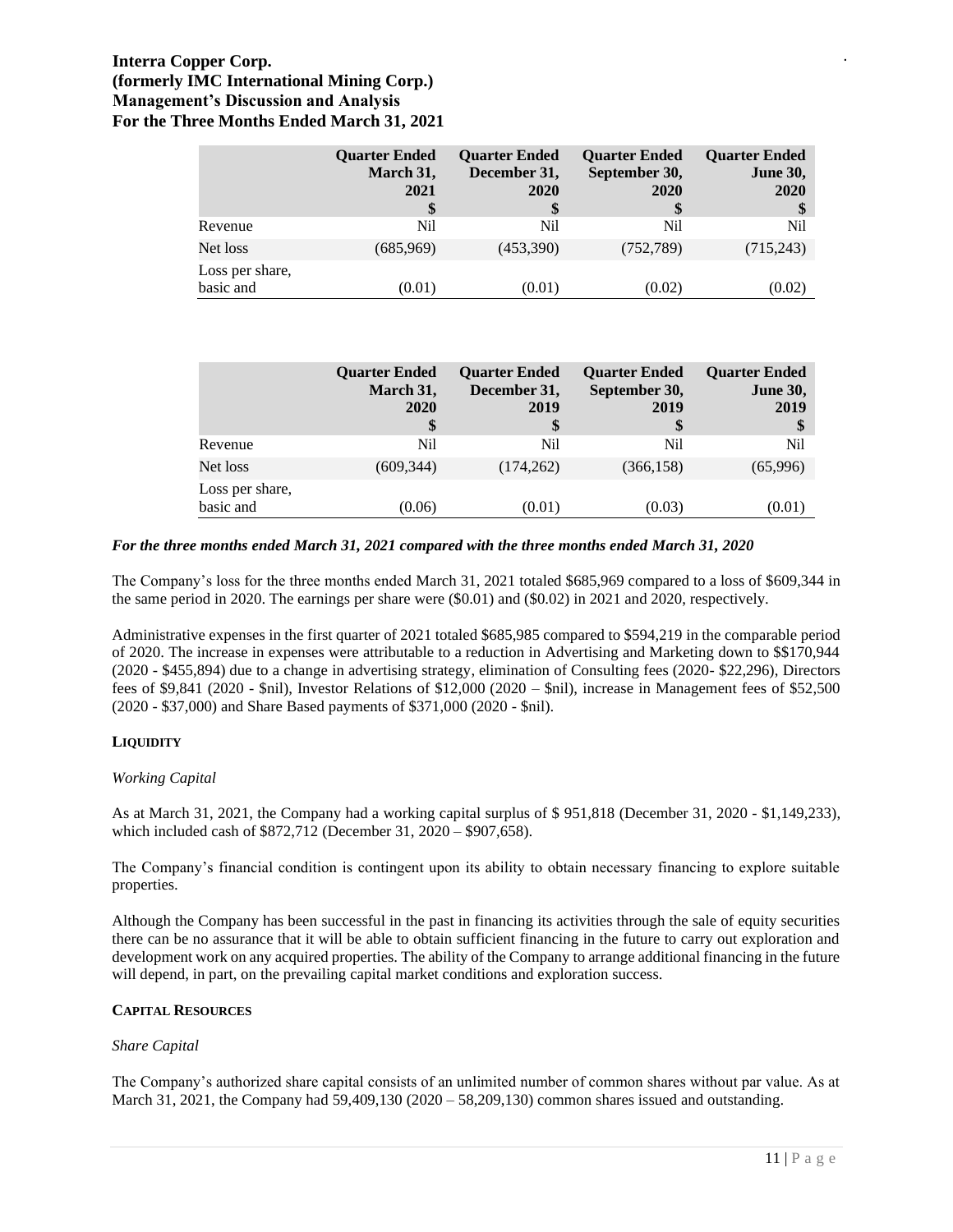**Interra Copper Corp.**
**(formerly IMC International Mining Corp.)**
**Management's Discussion and Analysis**
**For the Three Months Ended March 31, 2021**

| | Quarter Ended March 31, 2021 $ | Quarter Ended December 31, 2020 $ | Quarter Ended September 30, 2020 $ | Quarter Ended June 30, 2020 $ |
|---|---|---|---|---|
| Revenue | Nil | Nil | Nil | Nil |
| Net loss | (685,969) | (453,390) | (752,789) | (715,243) |
| Loss per share, basic and | (0.01) | (0.01) | (0.02) | (0.02) |

| | Quarter Ended March 31, 2020 $ | Quarter Ended December 31, 2019 $ | Quarter Ended September 30, 2019 $ | Quarter Ended June 30, 2019 $ |
|---|---|---|---|---|
| Revenue | Nil | Nil | Nil | Nil |
| Net loss | (609,344) | (174,262) | (366,158) | (65,996) |
| Loss per share, basic and | (0.06) | (0.01) | (0.03) | (0.01) |

***For the three months ended March 31, 2021 compared with the three months ended March 31, 2020***

The Company's loss for the three months ended March 31, 2021 totaled $685,969 compared to a loss of $609,344 in the same period in 2020. The earnings per share were ($0.01) and ($0.02) in 2021 and 2020, respectively.

Administrative expenses in the first quarter of 2021 totaled $685,985 compared to $594,219 in the comparable period of 2020. The increase in expenses were attributable to a reduction in Advertising and Marketing down to $$170,944 (2020 - $455,894) due to a change in advertising strategy, elimination of Consulting fees (2020- $22,296), Directors fees of $9,841 (2020 - $nil), Investor Relations of $12,000 (2020 – $nil), increase in Management fees of $52,500 (2020 - $37,000) and Share Based payments of $371,000 (2020 - $nil).

**LIQUIDITY**

*Working Capital*

As at March 31, 2021, the Company had a working capital surplus of $ 951,818 (December 31, 2020 - $1,149,233), which included cash of $872,712 (December 31, 2020 – $907,658).

The Company's financial condition is contingent upon its ability to obtain necessary financing to explore suitable properties.

Although the Company has been successful in the past in financing its activities through the sale of equity securities there can be no assurance that it will be able to obtain sufficient financing in the future to carry out exploration and development work on any acquired properties. The ability of the Company to arrange additional financing in the future will depend, in part, on the prevailing capital market conditions and exploration success.

**CAPITAL RESOURCES**

*Share Capital*

The Company's authorized share capital consists of an unlimited number of common shares without par value. As at March 31, 2021, the Company had 59,409,130 (2020 – 58,209,130) common shares issued and outstanding.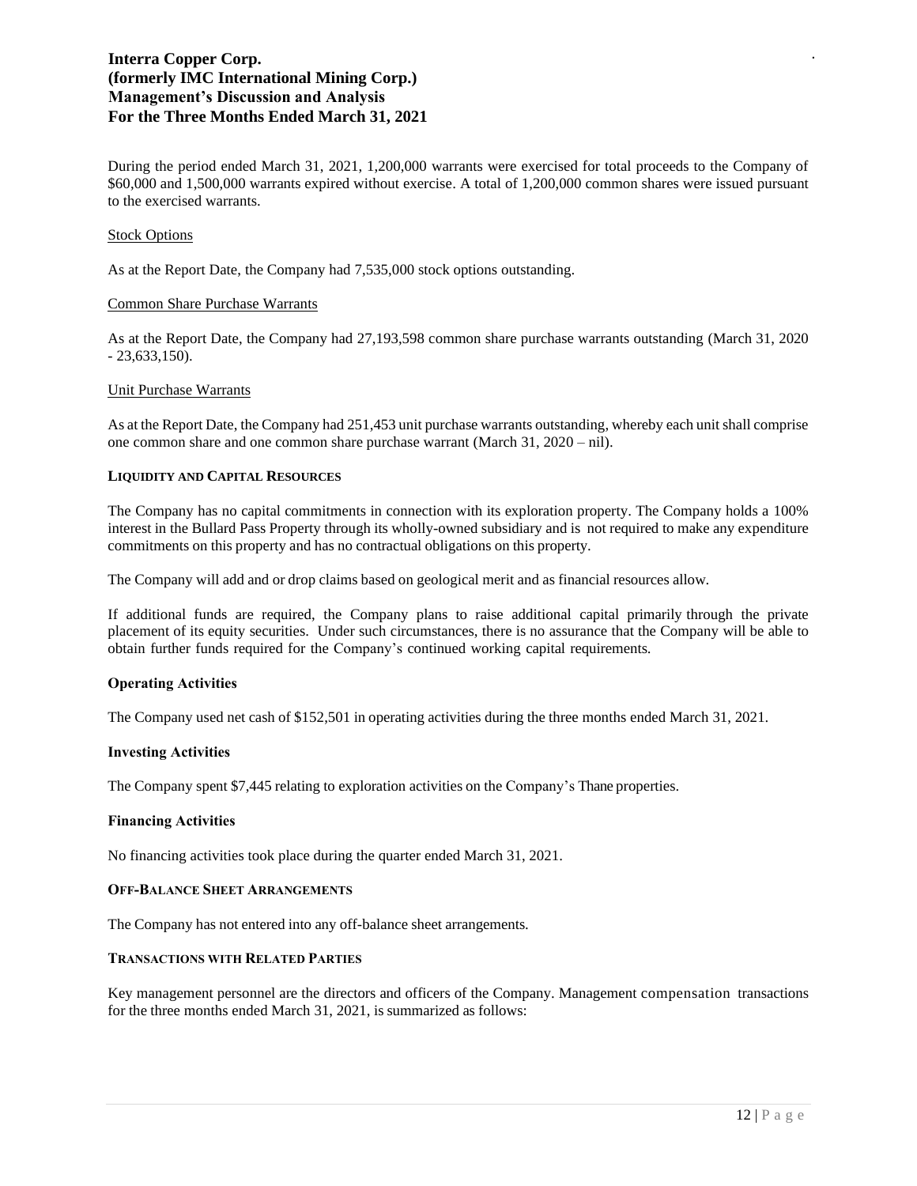During the period ended March 31, 2021, 1,200,000 warrants were exercised for total proceeds to the Company of $60,000 and 1,500,000 warrants expired without exercise. A total of 1,200,000 common shares were issued pursuant to the exercised warrants.

Stock Options

As at the Report Date, the Company had 7,535,000 stock options outstanding.

Common Share Purchase Warrants

As at the Report Date, the Company had 27,193,598 common share purchase warrants outstanding (March 31, 2020 - 23,633,150).

Unit Purchase Warrants

As at the Report Date, the Company had 251,453 unit purchase warrants outstanding, whereby each unit shall comprise one common share and one common share purchase warrant (March 31, 2020 – nil).

## LIQUIDITY AND CAPITAL RESOURCES

The Company has no capital commitments in connection with its exploration property. The Company holds a 100% interest in the Bullard Pass Property through its wholly-owned subsidiary and is not required to make any expenditure commitments on this property and has no contractual obligations on this property.

The Company will add and or drop claims based on geological merit and as financial resources allow.

If additional funds are required, the Company plans to raise additional capital primarily through the private placement of its equity securities. Under such circumstances, there is no assurance that the Company will be able to obtain further funds required for the Company's continued working capital requirements.

### Operating Activities

The Company used net cash of $152,501 in operating activities during the three months ended March 31, 2021.

### Investing Activities

The Company spent $7,445 relating to exploration activities on the Company's Thane properties.

### Financing Activities

No financing activities took place during the quarter ended March 31, 2021.

## OFF-BALANCE SHEET ARRANGEMENTS

The Company has not entered into any off-balance sheet arrangements.

## TRANSACTIONS WITH RELATED PARTIES

Key management personnel are the directors and officers of the Company. Management compensation transactions for the three months ended March 31, 2021, is summarized as follows: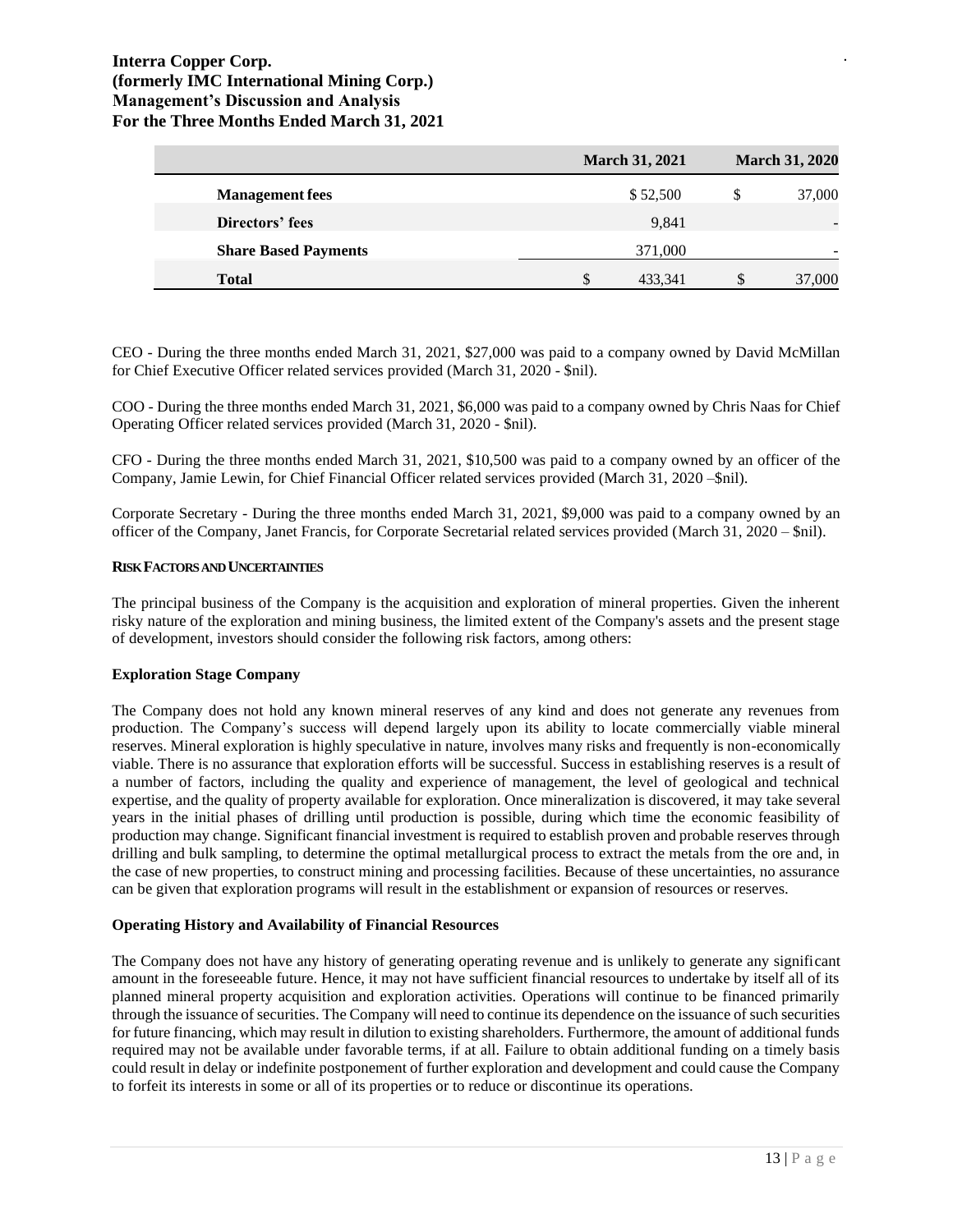| | March 31, 2021 | March 31, 2020 |
|---|---|---|
| **Management fees** | $ 52,500 | $ 37,000 |
| **Directors' fees** | 9,841 | - |
| **Share Based Payments** | 371,000 | - |
| **Total** | $ 433,341 | $ 37,000 |

CEO - During the three months ended March 31, 2021, $27,000 was paid to a company owned by David McMillan for Chief Executive Officer related services provided (March 31, 2020 - $nil).

COO - During the three months ended March 31, 2021, $6,000 was paid to a company owned by Chris Naas for Chief Operating Officer related services provided (March 31, 2020 - $nil).

CFO - During the three months ended March 31, 2021, $10,500 was paid to a company owned by an officer of the Company, Jamie Lewin, for Chief Financial Officer related services provided (March 31, 2020 –$nil).

Corporate Secretary - During the three months ended March 31, 2021, $9,000 was paid to a company owned by an officer of the Company, Janet Francis, for Corporate Secretarial related services provided (March 31, 2020 – $nil).

## RISK FACTORS AND UNCERTAINTIES

The principal business of the Company is the acquisition and exploration of mineral properties. Given the inherent risky nature of the exploration and mining business, the limited extent of the Company's assets and the present stage of development, investors should consider the following risk factors, among others:

### Exploration Stage Company

The Company does not hold any known mineral reserves of any kind and does not generate any revenues from production. The Company's success will depend largely upon its ability to locate commercially viable mineral reserves. Mineral exploration is highly speculative in nature, involves many risks and frequently is non-economically viable. There is no assurance that exploration efforts will be successful. Success in establishing reserves is a result of a number of factors, including the quality and experience of management, the level of geological and technical expertise, and the quality of property available for exploration. Once mineralization is discovered, it may take several years in the initial phases of drilling until production is possible, during which time the economic feasibility of production may change. Significant financial investment is required to establish proven and probable reserves through drilling and bulk sampling, to determine the optimal metallurgical process to extract the metals from the ore and, in the case of new properties, to construct mining and processing facilities. Because of these uncertainties, no assurance can be given that exploration programs will result in the establishment or expansion of resources or reserves.

### Operating History and Availability of Financial Resources

The Company does not have any history of generating operating revenue and is unlikely to generate any significant amount in the foreseeable future. Hence, it may not have sufficient financial resources to undertake by itself all of its planned mineral property acquisition and exploration activities. Operations will continue to be financed primarily through the issuance of securities. The Company will need to continue its dependence on the issuance of such securities for future financing, which may result in dilution to existing shareholders. Furthermore, the amount of additional funds required may not be available under favorable terms, if at all. Failure to obtain additional funding on a timely basis could result in delay or indefinite postponement of further exploration and development and could cause the Company to forfeit its interests in some or all of its properties or to reduce or discontinue its operations.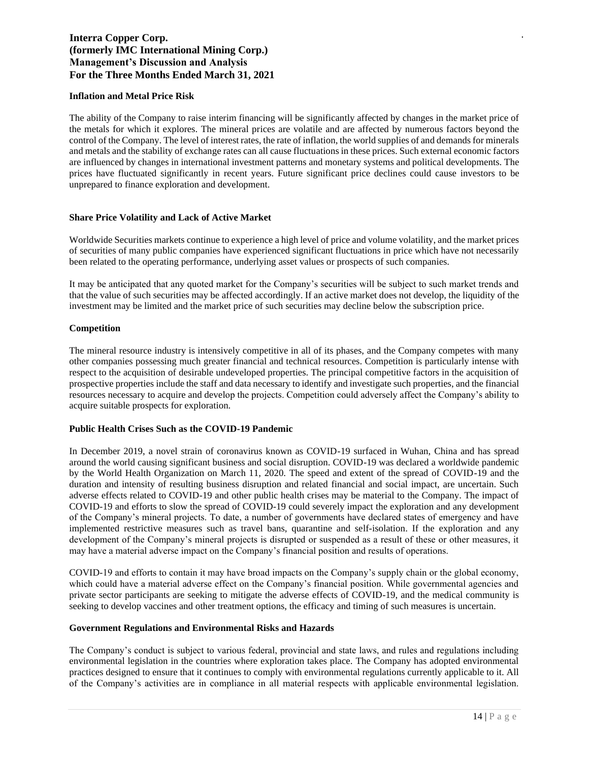#### Inflation and Metal Price Risk

The ability of the Company to raise interim financing will be significantly affected by changes in the market price of the metals for which it explores. The mineral prices are volatile and are affected by numerous factors beyond the control of the Company. The level of interest rates, the rate of inflation, the world supplies of and demands for minerals and metals and the stability of exchange rates can all cause fluctuations in these prices. Such external economic factors are influenced by changes in international investment patterns and monetary systems and political developments. The prices have fluctuated significantly in recent years. Future significant price declines could cause investors to be unprepared to finance exploration and development.

#### Share Price Volatility and Lack of Active Market

Worldwide Securities markets continue to experience a high level of price and volume volatility, and the market prices of securities of many public companies have experienced significant fluctuations in price which have not necessarily been related to the operating performance, underlying asset values or prospects of such companies.

It may be anticipated that any quoted market for the Company's securities will be subject to such market trends and that the value of such securities may be affected accordingly. If an active market does not develop, the liquidity of the investment may be limited and the market price of such securities may decline below the subscription price.

#### Competition

The mineral resource industry is intensively competitive in all of its phases, and the Company competes with many other companies possessing much greater financial and technical resources. Competition is particularly intense with respect to the acquisition of desirable undeveloped properties. The principal competitive factors in the acquisition of prospective properties include the staff and data necessary to identify and investigate such properties, and the financial resources necessary to acquire and develop the projects. Competition could adversely affect the Company's ability to acquire suitable prospects for exploration.

#### Public Health Crises Such as the COVID-19 Pandemic

In December 2019, a novel strain of coronavirus known as COVID-19 surfaced in Wuhan, China and has spread around the world causing significant business and social disruption. COVID-19 was declared a worldwide pandemic by the World Health Organization on March 11, 2020. The speed and extent of the spread of COVID-19 and the duration and intensity of resulting business disruption and related financial and social impact, are uncertain. Such adverse effects related to COVID-19 and other public health crises may be material to the Company. The impact of COVID-19 and efforts to slow the spread of COVID-19 could severely impact the exploration and any development of the Company's mineral projects. To date, a number of governments have declared states of emergency and have implemented restrictive measures such as travel bans, quarantine and self-isolation. If the exploration and any development of the Company's mineral projects is disrupted or suspended as a result of these or other measures, it may have a material adverse impact on the Company's financial position and results of operations.

COVID-19 and efforts to contain it may have broad impacts on the Company's supply chain or the global economy, which could have a material adverse effect on the Company's financial position. While governmental agencies and private sector participants are seeking to mitigate the adverse effects of COVID-19, and the medical community is seeking to develop vaccines and other treatment options, the efficacy and timing of such measures is uncertain.

#### Government Regulations and Environmental Risks and Hazards

The Company's conduct is subject to various federal, provincial and state laws, and rules and regulations including environmental legislation in the countries where exploration takes place. The Company has adopted environmental practices designed to ensure that it continues to comply with environmental regulations currently applicable to it. All of the Company's activities are in compliance in all material respects with applicable environmental legislation.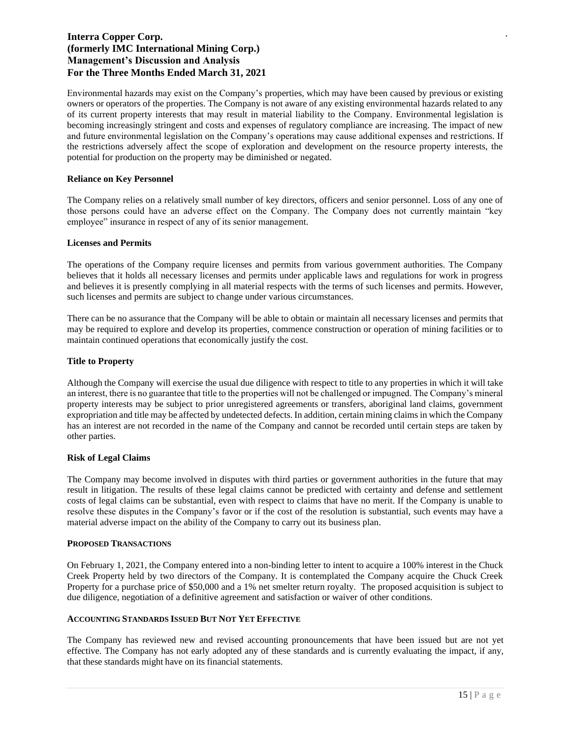Environmental hazards may exist on the Company's properties, which may have been caused by previous or existing owners or operators of the properties. The Company is not aware of any existing environmental hazards related to any of its current property interests that may result in material liability to the Company. Environmental legislation is becoming increasingly stringent and costs and expenses of regulatory compliance are increasing. The impact of new and future environmental legislation on the Company's operations may cause additional expenses and restrictions. If the restrictions adversely affect the scope of exploration and development on the resource property interests, the potential for production on the property may be diminished or negated.

**Reliance on Key Personnel**

The Company relies on a relatively small number of key directors, officers and senior personnel. Loss of any one of those persons could have an adverse effect on the Company. The Company does not currently maintain "key employee" insurance in respect of any of its senior management.

**Licenses and Permits**

The operations of the Company require licenses and permits from various government authorities. The Company believes that it holds all necessary licenses and permits under applicable laws and regulations for work in progress and believes it is presently complying in all material respects with the terms of such licenses and permits. However, such licenses and permits are subject to change under various circumstances.

There can be no assurance that the Company will be able to obtain or maintain all necessary licenses and permits that may be required to explore and develop its properties, commence construction or operation of mining facilities or to maintain continued operations that economically justify the cost.

**Title to Property**

Although the Company will exercise the usual due diligence with respect to title to any properties in which it will take an interest, there is no guarantee that title to the properties will not be challenged or impugned. The Company's mineral property interests may be subject to prior unregistered agreements or transfers, aboriginal land claims, government expropriation and title may be affected by undetected defects. In addition, certain mining claims in which the Company has an interest are not recorded in the name of the Company and cannot be recorded until certain steps are taken by other parties.

**Risk of Legal Claims**

The Company may become involved in disputes with third parties or government authorities in the future that may result in litigation. The results of these legal claims cannot be predicted with certainty and defense and settlement costs of legal claims can be substantial, even with respect to claims that have no merit. If the Company is unable to resolve these disputes in the Company's favor or if the cost of the resolution is substantial, such events may have a material adverse impact on the ability of the Company to carry out its business plan.

## PROPOSED TRANSACTIONS

On February 1, 2021, the Company entered into a non-binding letter to intent to acquire a 100% interest in the Chuck Creek Property held by two directors of the Company. It is contemplated the Company acquire the Chuck Creek Property for a purchase price of $50,000 and a 1% net smelter return royalty. The proposed acquisition is subject to due diligence, negotiation of a definitive agreement and satisfaction or waiver of other conditions.

## ACCOUNTING STANDARDS ISSUED BUT NOT YET EFFECTIVE

The Company has reviewed new and revised accounting pronouncements that have been issued but are not yet effective. The Company has not early adopted any of these standards and is currently evaluating the impact, if any, that these standards might have on its financial statements.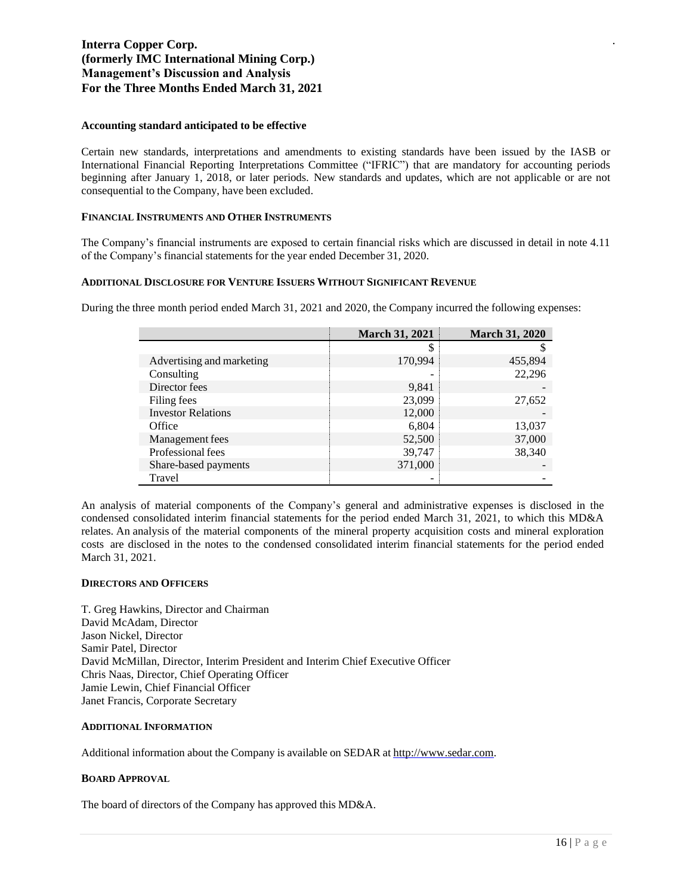#### Accounting standard anticipated to be effective

Certain new standards, interpretations and amendments to existing standards have been issued by the IASB or International Financial Reporting Interpretations Committee ("IFRIC") that are mandatory for accounting periods beginning after January 1, 2018, or later periods. New standards and updates, which are not applicable or are not consequential to the Company, have been excluded.

### FINANCIAL INSTRUMENTS AND OTHER INSTRUMENTS

The Company's financial instruments are exposed to certain financial risks which are discussed in detail in note 4.11 of the Company's financial statements for the year ended December 31, 2020.

### ADDITIONAL DISCLOSURE FOR VENTURE ISSUERS WITHOUT SIGNIFICANT REVENUE

During the three month period ended March 31, 2021 and 2020, the Company incurred the following expenses:

| | March 31, 2021 | March 31, 2020 |
|---|---|---|
| | $ | $ |
| Advertising and marketing | 170,994 | 455,894 |
| Consulting | - | 22,296 |
| Director fees | 9,841 | - |
| Filing fees | 23,099 | 27,652 |
| Investor Relations | 12,000 | - |
| Office | 6,804 | 13,037 |
| Management fees | 52,500 | 37,000 |
| Professional fees | 39,747 | 38,340 |
| Share-based payments | 371,000 | - |
| Travel | - | - |

An analysis of material components of the Company's general and administrative expenses is disclosed in the condensed consolidated interim financial statements for the period ended March 31, 2021, to which this MD&A relates. An analysis of the material components of the mineral property acquisition costs and mineral exploration costs are disclosed in the notes to the condensed consolidated interim financial statements for the period ended March 31, 2021.

### DIRECTORS AND OFFICERS

T. Greg Hawkins, Director and Chairman
David McAdam, Director
Jason Nickel, Director
Samir Patel, Director
David McMillan, Director, Interim President and Interim Chief Executive Officer
Chris Naas, Director, Chief Operating Officer
Jamie Lewin, Chief Financial Officer
Janet Francis, Corporate Secretary

### ADDITIONAL INFORMATION

Additional information about the Company is available on SEDAR at http://www.sedar.com.

### BOARD APPROVAL

The board of directors of the Company has approved this MD&A.